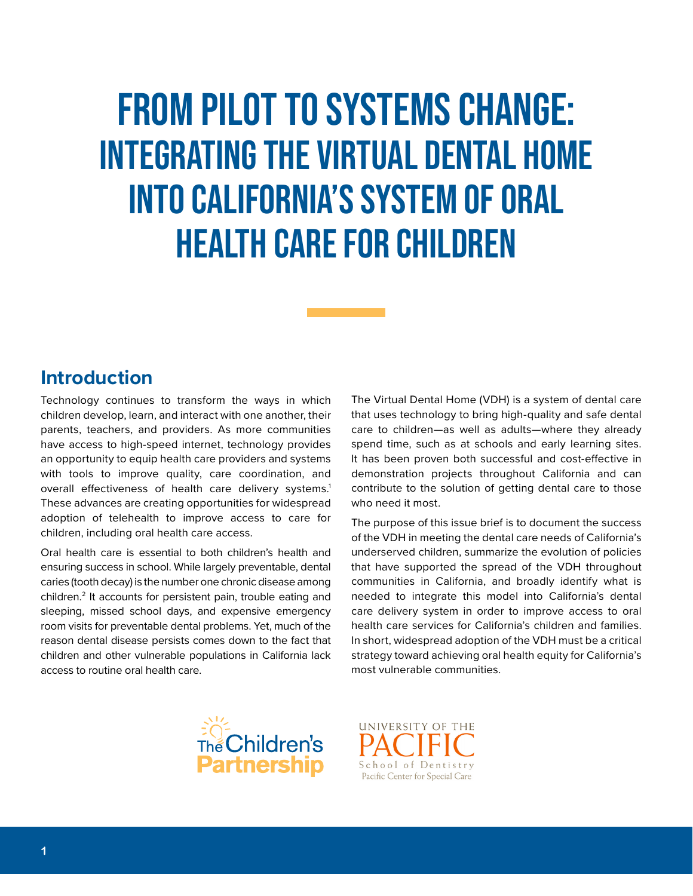# From Pilot to Systems Change: Integrating the Virtual Dental Home into California's System of Oral Health Care for Children

## Introduction

Technology continues to transform the ways in which children develop, learn, and interact with one another, their parents, teachers, and providers. As more communities have access to high-speed internet, technology provides an opportunity to equip health care providers and systems with tools to improve quality, care coordination, and overall effectiveness of health care delivery systems.[1] These advances are creating opportunities for widespread adoption of telehealth to improve access to care for children, including oral health care access.

Oral health care is essential to both children's health and ensuring success in school. While largely preventable, dental caries (tooth decay) is the number one chronic disease among children.[2] It accounts for persistent pain, trouble eating and sleeping, missed school days, and expensive emergency room visits for preventable dental problems. Yet, much of the reason dental disease persists comes down to the fact that children and other vulnerable populations in California lack access to routine oral health care.

The Virtual Dental Home (VDH) is a system of dental care that uses technology to bring high-quality and safe dental care to children—as well as adults—where they already spend time, such as at schools and early learning sites. It has been proven both successful and cost-effective in demonstration projects throughout California and can contribute to the solution of getting dental care to those who need it most.

The purpose of this issue brief is to document the success of the VDH in meeting the dental care needs of California's underserved children, summarize the evolution of policies that have supported the spread of the VDH throughout communities in California, and broadly identify what is needed to integrate this model into California's dental care delivery system in order to improve access to oral health care services for California's children and families. In short, widespread adoption of the VDH must be a critical strategy toward achieving oral health equity for California's most vulnerable communities.

The Children's Partnership

University of the Pacific School of Dentistry
Pacific Center for Special Care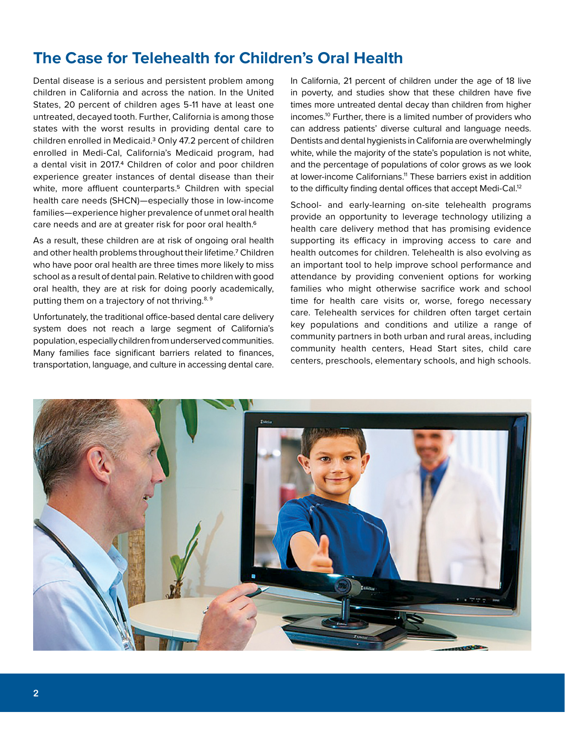## The Case for Telehealth for Children's Oral Health

Dental disease is a serious and persistent problem among children in California and across the nation. In the United States, 20 percent of children ages 5-11 have at least one untreated, decayed tooth. Further, California is among those states with the worst results in providing dental care to children enrolled in Medicaid.[3] Only 47.2 percent of children enrolled in Medi-Cal, California's Medicaid program, had a dental visit in 2017.[4] Children of color and poor children experience greater instances of dental disease than their white, more affluent counterparts.[5] Children with special health care needs (SHCN)—especially those in low-income families—experience higher prevalence of unmet oral health care needs and are at greater risk for poor oral health.[6]

As a result, these children are at risk of ongoing oral health and other health problems throughout their lifetime.[7] Children who have poor oral health are three times more likely to miss school as a result of dental pain. Relative to children with good oral health, they are at risk for doing poorly academically, putting them on a trajectory of not thriving.[8, 9]

Unfortunately, the traditional office-based dental care delivery system does not reach a large segment of California's population, especially children from underserved communities. Many families face significant barriers related to finances, transportation, language, and culture in accessing dental care.

In California, 21 percent of children under the age of 18 live in poverty, and studies show that these children have five times more untreated dental decay than children from higher incomes.[10] Further, there is a limited number of providers who can address patients' diverse cultural and language needs. Dentists and dental hygienists in California are overwhelmingly white, while the majority of the state's population is not white, and the percentage of populations of color grows as we look at lower-income Californians.[11] These barriers exist in addition to the difficulty finding dental offices that accept Medi-Cal.[12]

School- and early-learning on-site telehealth programs provide an opportunity to leverage technology utilizing a health care delivery method that has promising evidence supporting its efficacy in improving access to care and health outcomes for children. Telehealth is also evolving as an important tool to help improve school performance and attendance by providing convenient options for working families who might otherwise sacrifice work and school time for health care visits or, worse, forego necessary care. Telehealth services for children often target certain key populations and conditions and utilize a range of community partners in both urban and rural areas, including community health centers, Head Start sites, child care centers, preschools, elementary schools, and high schools.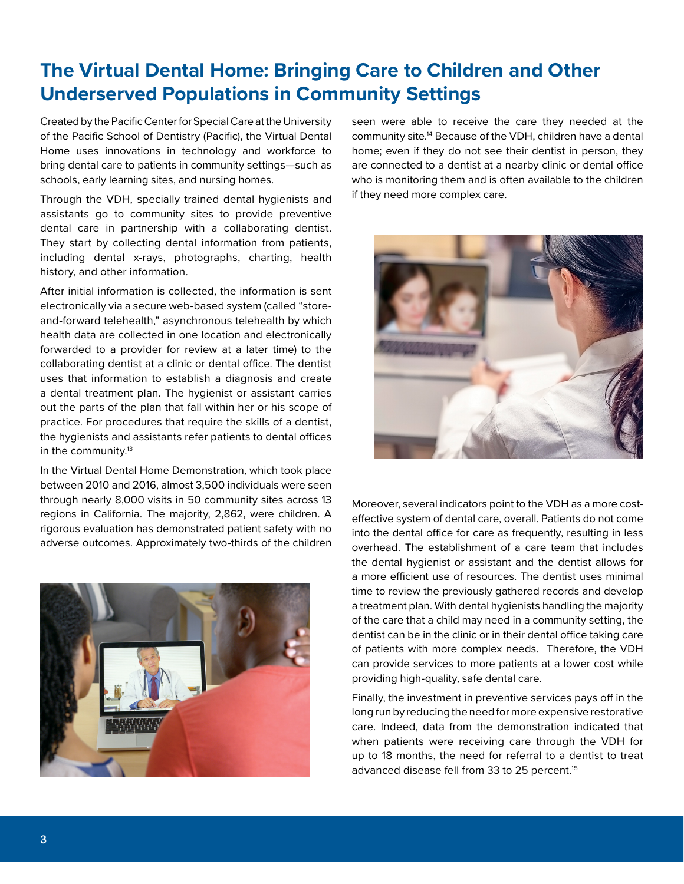## The Virtual Dental Home: Bringing Care to Children and Other Underserved Populations in Community Settings

Created by the Pacific Center for Special Care at the University of the Pacific School of Dentistry (Pacific), the Virtual Dental Home uses innovations in technology and workforce to bring dental care to patients in community settings—such as schools, early learning sites, and nursing homes.

Through the VDH, specially trained dental hygienists and assistants go to community sites to provide preventive dental care in partnership with a collaborating dentist. They start by collecting dental information from patients, including dental x-rays, photographs, charting, health history, and other information.

After initial information is collected, the information is sent electronically via a secure web-based system (called "store-and-forward telehealth," asynchronous telehealth by which health data are collected in one location and electronically forwarded to a provider for review at a later time) to the collaborating dentist at a clinic or dental office. The dentist uses that information to establish a diagnosis and create a dental treatment plan. The hygienist or assistant carries out the parts of the plan that fall within her or his scope of practice. For procedures that require the skills of a dentist, the hygienists and assistants refer patients to dental offices in the community.[13]

In the Virtual Dental Home Demonstration, which took place between 2010 and 2016, almost 3,500 individuals were seen through nearly 8,000 visits in 50 community sites across 13 regions in California. The majority, 2,862, were children. A rigorous evaluation has demonstrated patient safety with no adverse outcomes. Approximately two-thirds of the children seen were able to receive the care they needed at the community site.[14] Because of the VDH, children have a dental home; even if they do not see their dentist in person, they are connected to a dentist at a nearby clinic or dental office who is monitoring them and is often available to the children if they need more complex care.

Moreover, several indicators point to the VDH as a more cost-effective system of dental care, overall. Patients do not come into the dental office for care as frequently, resulting in less overhead. The establishment of a care team that includes the dental hygienist or assistant and the dentist allows for a more efficient use of resources. The dentist uses minimal time to review the previously gathered records and develop a treatment plan. With dental hygienists handling the majority of the care that a child may need in a community setting, the dentist can be in the clinic or in their dental office taking care of patients with more complex needs. Therefore, the VDH can provide services to more patients at a lower cost while providing high-quality, safe dental care.

Finally, the investment in preventive services pays off in the long run by reducing the need for more expensive restorative care. Indeed, data from the demonstration indicated that when patients were receiving care through the VDH for up to 18 months, the need for referral to a dentist to treat advanced disease fell from 33 to 25 percent.[15]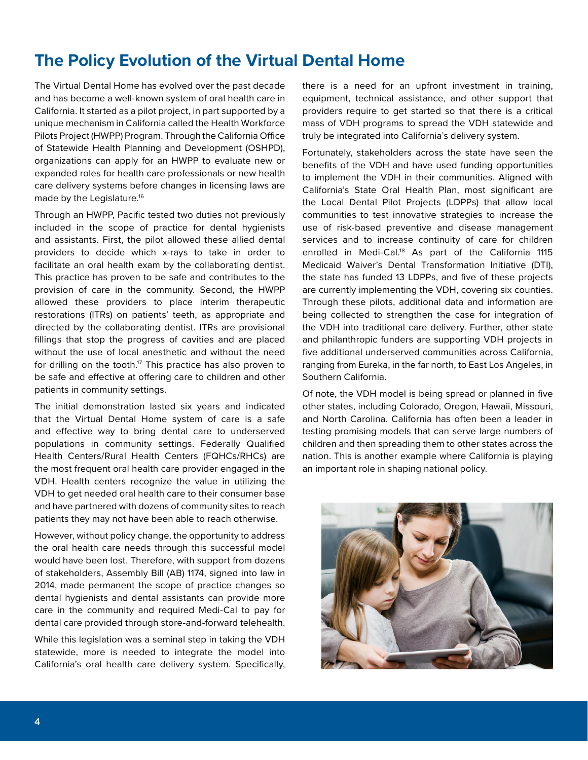## The Policy Evolution of the Virtual Dental Home

The Virtual Dental Home has evolved over the past decade and has become a well-known system of oral health care in California. It started as a pilot project, in part supported by a unique mechanism in California called the Health Workforce Pilots Project (HWPP) Program. Through the California Office of Statewide Health Planning and Development (OSHPD), organizations can apply for an HWPP to evaluate new or expanded roles for health care professionals or new health care delivery systems before changes in licensing laws are made by the Legislature.[16]

Through an HWPP, Pacific tested two duties not previously included in the scope of practice for dental hygienists and assistants. First, the pilot allowed these allied dental providers to decide which x-rays to take in order to facilitate an oral health exam by the collaborating dentist. This practice has proven to be safe and contributes to the provision of care in the community. Second, the HWPP allowed these providers to place interim therapeutic restorations (ITRs) on patients' teeth, as appropriate and directed by the collaborating dentist. ITRs are provisional fillings that stop the progress of cavities and are placed without the use of local anesthetic and without the need for drilling on the tooth.[17] This practice has also proven to be safe and effective at offering care to children and other patients in community settings.

The initial demonstration lasted six years and indicated that the Virtual Dental Home system of care is a safe and effective way to bring dental care to underserved populations in community settings. Federally Qualified Health Centers/Rural Health Centers (FQHCs/RHCs) are the most frequent oral health care provider engaged in the VDH. Health centers recognize the value in utilizing the VDH to get needed oral health care to their consumer base and have partnered with dozens of community sites to reach patients they may not have been able to reach otherwise.

However, without policy change, the opportunity to address the oral health care needs through this successful model would have been lost. Therefore, with support from dozens of stakeholders, Assembly Bill (AB) 1174, signed into law in 2014, made permanent the scope of practice changes so dental hygienists and dental assistants can provide more care in the community and required Medi-Cal to pay for dental care provided through store-and-forward telehealth.

While this legislation was a seminal step in taking the VDH statewide, more is needed to integrate the model into California's oral health care delivery system. Specifically, there is a need for an upfront investment in training, equipment, technical assistance, and other support that providers require to get started so that there is a critical mass of VDH programs to spread the VDH statewide and truly be integrated into California's delivery system.

Fortunately, stakeholders across the state have seen the benefits of the VDH and have used funding opportunities to implement the VDH in their communities. Aligned with California's State Oral Health Plan, most significant are the Local Dental Pilot Projects (LDPPs) that allow local communities to test innovative strategies to increase the use of risk-based preventive and disease management services and to increase continuity of care for children enrolled in Medi-Cal.[18] As part of the California 1115 Medicaid Waiver's Dental Transformation Initiative (DTI), the state has funded 13 LDPPs, and five of these projects are currently implementing the VDH, covering six counties. Through these pilots, additional data and information are being collected to strengthen the case for integration of the VDH into traditional care delivery. Further, other state and philanthropic funders are supporting VDH projects in five additional underserved communities across California, ranging from Eureka, in the far north, to East Los Angeles, in Southern California.

Of note, the VDH model is being spread or planned in five other states, including Colorado, Oregon, Hawaii, Missouri, and North Carolina. California has often been a leader in testing promising models that can serve large numbers of children and then spreading them to other states across the nation. This is another example where California is playing an important role in shaping national policy.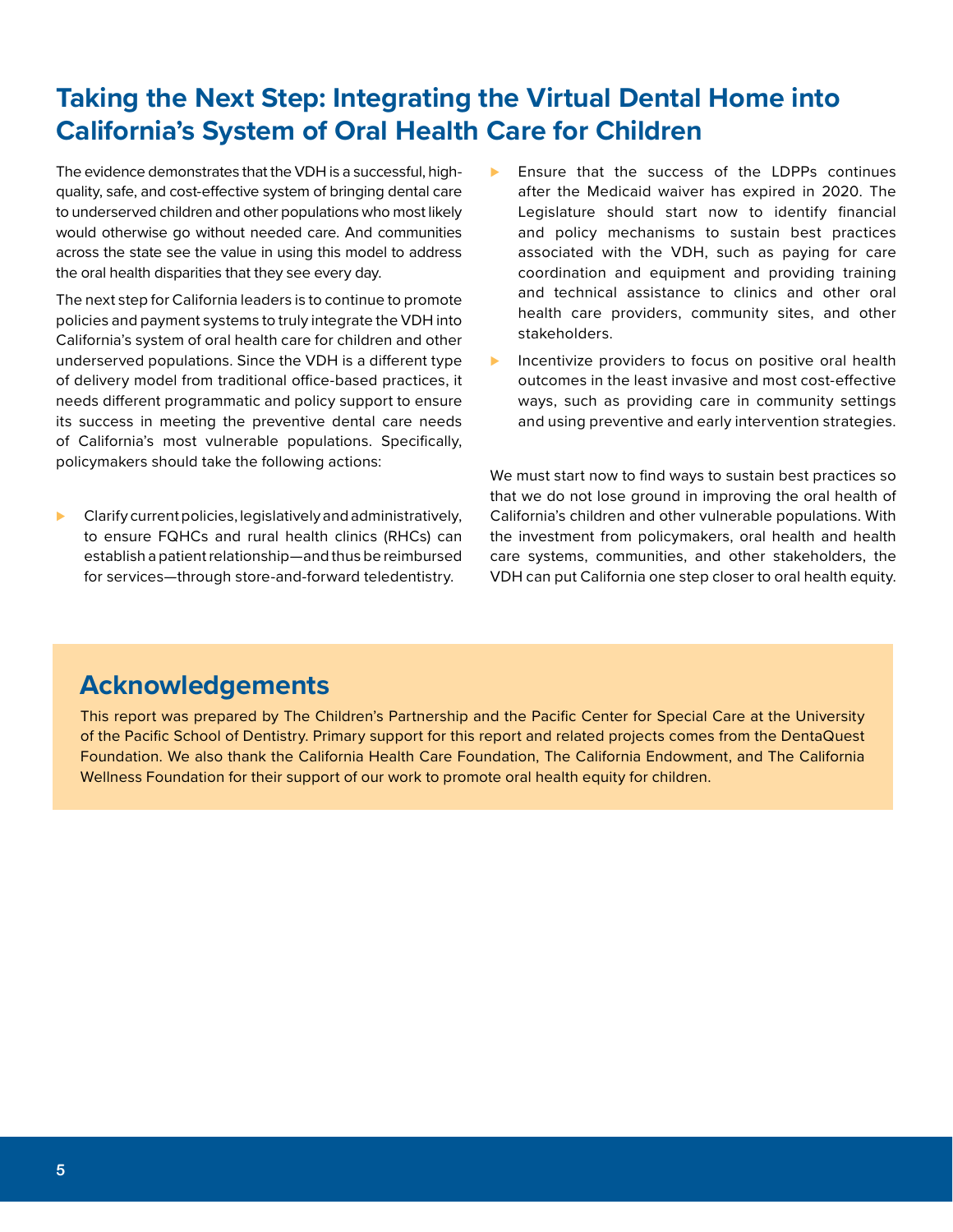# Taking the Next Step: Integrating the Virtual Dental Home into California's System of Oral Health Care for Children

The evidence demonstrates that the VDH is a successful, high-quality, safe, and cost-effective system of bringing dental care to underserved children and other populations who most likely would otherwise go without needed care. And communities across the state see the value in using this model to address the oral health disparities that they see every day.

The next step for California leaders is to continue to promote policies and payment systems to truly integrate the VDH into California's system of oral health care for children and other underserved populations. Since the VDH is a different type of delivery model from traditional office-based practices, it needs different programmatic and policy support to ensure its success in meeting the preventive dental care needs of California's most vulnerable populations. Specifically, policymakers should take the following actions:

- Clarify current policies, legislatively and administratively, to ensure FQHCs and rural health clinics (RHCs) can establish a patient relationship—and thus be reimbursed for services—through store-and-forward teledentistry.
- Ensure that the success of the LDPPs continues after the Medicaid waiver has expired in 2020. The Legislature should start now to identify financial and policy mechanisms to sustain best practices associated with the VDH, such as paying for care coordination and equipment and providing training and technical assistance to clinics and other oral health care providers, community sites, and other stakeholders.
- Incentivize providers to focus on positive oral health outcomes in the least invasive and most cost-effective ways, such as providing care in community settings and using preventive and early intervention strategies.

We must start now to find ways to sustain best practices so that we do not lose ground in improving the oral health of California's children and other vulnerable populations. With the investment from policymakers, oral health and health care systems, communities, and other stakeholders, the VDH can put California one step closer to oral health equity.

## Acknowledgements

This report was prepared by The Children's Partnership and the Pacific Center for Special Care at the University of the Pacific School of Dentistry. Primary support for this report and related projects comes from the DentaQuest Foundation. We also thank the California Health Care Foundation, The California Endowment, and The California Wellness Foundation for their support of our work to promote oral health equity for children.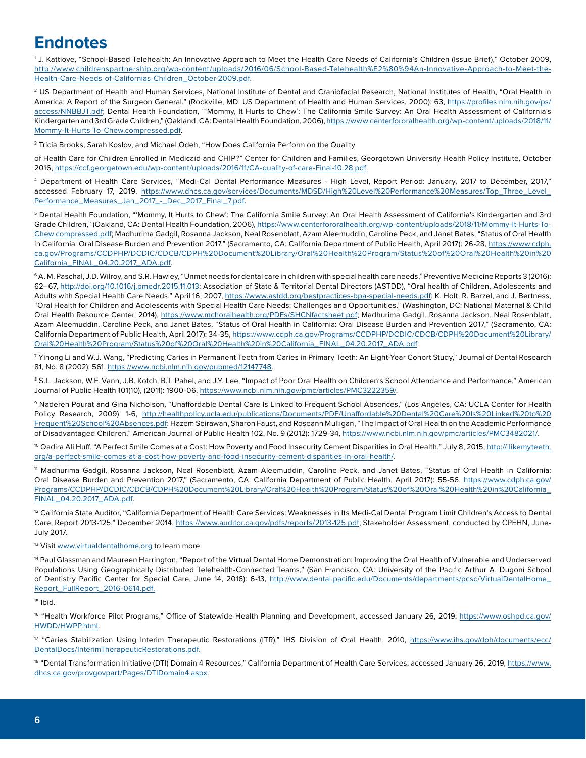# Endnotes

[1] J. Kattlove, "School-Based Telehealth: An Innovative Approach to Meet the Health Care Needs of California's Children (Issue Brief)," October 2009, http://www.childrenspartnership.org/wp-content/uploads/2016/06/School-Based-Telehealth%E2%80%94An-Innovative-Approach-to-Meet-the-Health-Care-Needs-of-Californias-Children_October-2009.pdf.

[2] US Department of Health and Human Services, National Institute of Dental and Craniofacial Research, National Institutes of Health, "Oral Health in America: A Report of the Surgeon General," (Rockville, MD: US Department of Health and Human Services, 2000): 63, https://profiles.nlm.nih.gov/ps/access/NNBBJT.pdf; Dental Health Foundation, "'Mommy, It Hurts to Chew': The California Smile Survey: An Oral Health Assessment of California's Kindergarten and 3rd Grade Children," (Oakland, CA: Dental Health Foundation, 2006), https://www.centerfororalhealth.org/wp-content/uploads/2018/11/Mommy-It-Hurts-To-Chew.compressed.pdf.

[3] Tricia Brooks, Sarah Koslov, and Michael Odeh, "How Does California Perform on the Quality

of Health Care for Children Enrolled in Medicaid and CHIP?" Center for Children and Families, Georgetown University Health Policy Institute, October 2016, https://ccf.georgetown.edu/wp-content/uploads/2016/11/CA-quality-of-care-Final-10.28.pdf.

[4] Department of Health Care Services, "Medi-Cal Dental Performance Measures - High Level, Report Period: January, 2017 to December, 2017," accessed February 17, 2019, https://www.dhcs.ca.gov/services/Documents/MDSD/High%20Level%20Performance%20Measures/Top_Three_Level_Performance_Measures_Jan_2017_-_Dec_2017_Final_7.pdf.

[5] Dental Health Foundation, "'Mommy, It Hurts to Chew': The California Smile Survey: An Oral Health Assessment of California's Kindergarten and 3rd Grade Children," (Oakland, CA: Dental Health Foundation, 2006), https://www.centerfororalhealth.org/wp-content/uploads/2018/11/Mommy-It-Hurts-To-Chew.compressed.pdf; Madhurima Gadgil, Rosanna Jackson, Neal Rosenblatt, Azam Aleemuddin, Caroline Peck, and Janet Bates, "Status of Oral Health in California: Oral Disease Burden and Prevention 2017," (Sacramento, CA: California Department of Public Health, April 2017): 26-28, https://www.cdph.ca.gov/Programs/CCDPHP/DCDIC/CDCB/CDPH%20Document%20Library/Oral%20Health%20Program/Status%20of%20Oral%20Health%20in%20California_FINAL_04.20.2017_ADA.pdf.

[6] A. M. Paschal, J.D. Wilroy, and S.R. Hawley, "Unmet needs for dental care in children with special health care needs," Preventive Medicine Reports 3 (2016): 62–67, http://doi.org/10.1016/j.pmedr.2015.11.013; Association of State & Territorial Dental Directors (ASTDD), "Oral health of Children, Adolescents and Adults with Special Health Care Needs," April 16, 2007, https://www.astdd.org/bestpractices-bpa-special-needs.pdf; K. Holt, R. Barzel, and J. Bertness, "Oral Health for Children and Adolescents with Special Health Care Needs: Challenges and Opportunities," (Washington, DC: National Maternal & Child Oral Health Resource Center, 2014), https://www.mchoralhealth.org/PDFs/SHCNfactsheet.pdf; Madhurima Gadgil, Rosanna Jackson, Neal Rosenblatt, Azam Aleemuddin, Caroline Peck, and Janet Bates, "Status of Oral Health in California: Oral Disease Burden and Prevention 2017," (Sacramento, CA: California Department of Public Health, April 2017): 34-35, https://www.cdph.ca.gov/Programs/CCDPHP/DCDIC/CDCB/CDPH%20Document%20Library/Oral%20Health%20Program/Status%20of%20Oral%20Health%20in%20California_FINAL_04.20.2017_ADA.pdf.

[7] Yihong Li and W.J. Wang, "Predicting Caries in Permanent Teeth from Caries in Primary Teeth: An Eight-Year Cohort Study," Journal of Dental Research 81, No. 8 (2002): 561, https://www.ncbi.nlm.nih.gov/pubmed/12147748.

[8] S.L. Jackson, W.F. Vann, J.B. Kotch, B.T. Pahel, and J.Y. Lee, "Impact of Poor Oral Health on Children's School Attendance and Performance," American Journal of Public Health 101(10), (2011): 1900-06, https://www.ncbi.nlm.nih.gov/pmc/articles/PMC3222359/.

[9] Nadereh Pourat and Gina Nicholson, "Unaffordable Dental Care Is Linked to Frequent School Absences," (Los Angeles, CA: UCLA Center for Health Policy Research, 2009): 1-6, http://healthpolicy.ucla.edu/publications/Documents/PDF/Unaffordable%20Dental%20Care%20Is%20Linked%20to%20Frequent%20School%20Absences.pdf; Hazem Seirawan, Sharon Faust, and Roseann Mulligan, "The Impact of Oral Health on the Academic Performance of Disadvantaged Children," American Journal of Public Health 102, No. 9 (2012): 1729-34, https://www.ncbi.nlm.nih.gov/pmc/articles/PMC3482021/.

[10] Qadira Ali Huff, "A Perfect Smile Comes at a Cost: How Poverty and Food Insecurity Cement Disparities in Oral Health," July 8, 2015, http://ilikemyteeth.org/a-perfect-smile-comes-at-a-cost-how-poverty-and-food-insecurity-cement-disparities-in-oral-health/.

[11] Madhurima Gadgil, Rosanna Jackson, Neal Rosenblatt, Azam Aleemuddin, Caroline Peck, and Janet Bates, "Status of Oral Health in California: Oral Disease Burden and Prevention 2017," (Sacramento, CA: California Department of Public Health, April 2017): 55-56, https://www.cdph.ca.gov/Programs/CCDPHP/DCDIC/CDCB/CDPH%20Document%20Library/Oral%20Health%20Program/Status%20of%20Oral%20Health%20in%20California_FINAL_04.20.2017_ADA.pdf.

[12] California State Auditor, "California Department of Health Care Services: Weaknesses in Its Medi-Cal Dental Program Limit Children's Access to Dental Care, Report 2013-125," December 2014, https://www.auditor.ca.gov/pdfs/reports/2013-125.pdf; Stakeholder Assessment, conducted by CPEHN, June-July 2017.

[13] Visit www.virtualdentalhome.org to learn more.

[14] Paul Glassman and Maureen Harrington, "Report of the Virtual Dental Home Demonstration: Improving the Oral Health of Vulnerable and Underserved Populations Using Geographically Distributed Telehealth-Connected Teams," (San Francisco, CA: University of the Pacific Arthur A. Dugoni School of Dentistry Pacific Center for Special Care, June 14, 2016): 6-13, http://www.dental.pacific.edu/Documents/departments/pcsc/VirtualDentalHome_Report_FullReport_2016-0614.pdf.

[15] Ibid.

[16] "Health Workforce Pilot Programs," Office of Statewide Health Planning and Development, accessed January 26, 2019, https://www.oshpd.ca.gov/HWDD/HWPP.html.

[17] "Caries Stabilization Using Interim Therapeutic Restorations (ITR)," IHS Division of Oral Health, 2010, https://www.ihs.gov/doh/documents/ecc/DentalDocs/InterimTherapeuticRestorations.pdf.

[18] "Dental Transformation Initiative (DTI) Domain 4 Resources," California Department of Health Care Services, accessed January 26, 2019, https://www.dhcs.ca.gov/provgovpart/Pages/DTIDomain4.aspx.